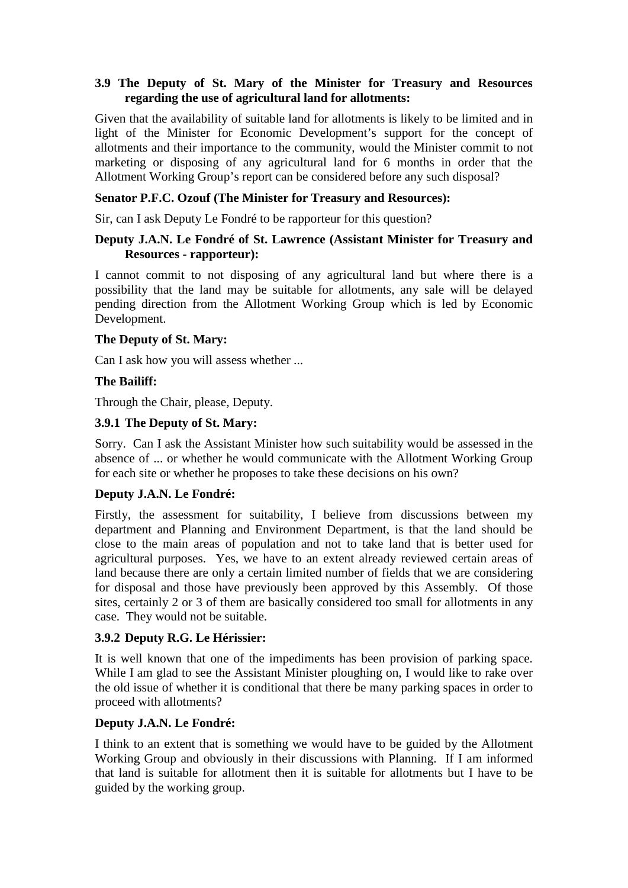**3.9 The Deputy of St. Mary of the Minister for Treasury and Resources regarding the use of agricultural land for allotments:**

Given that the availability of suitable land for allotments is likely to be limited and in light of the Minister for Economic Development's support for the concept of allotments and their importance to the community, would the Minister commit to not marketing or disposing of any agricultural land for 6 months in order that the Allotment Working Group's report can be considered before any such disposal?

**Senator P.F.C. Ozouf (The Minister for Treasury and Resources):**

Sir, can I ask Deputy Le Fondré to be rapporteur for this question?

**Deputy J.A.N. Le Fondré of St. Lawrence (Assistant Minister for Treasury and Resources - rapporteur):**

I cannot commit to not disposing of any agricultural land but where there is a possibility that the land may be suitable for allotments, any sale will be delayed pending direction from the Allotment Working Group which is led by Economic Development.

**The Deputy of St. Mary:**

Can I ask how you will assess whether ...

**The Bailiff:**

Through the Chair, please, Deputy.

**3.9.1 The Deputy of St. Mary:**

Sorry. Can I ask the Assistant Minister how such suitability would be assessed in the absence of ... or whether he would communicate with the Allotment Working Group for each site or whether he proposes to take these decisions on his own?

**Deputy J.A.N. Le Fondré:**

Firstly, the assessment for suitability, I believe from discussions between my department and Planning and Environment Department, is that the land should be close to the main areas of population and not to take land that is better used for agricultural purposes. Yes, we have to an extent already reviewed certain areas of land because there are only a certain limited number of fields that we are considering for disposal and those have previously been approved by this Assembly. Of those sites, certainly 2 or 3 of them are basically considered too small for allotments in any case. They would not be suitable.

**3.9.2 Deputy R.G. Le Hérissier:**

It is well known that one of the impediments has been provision of parking space. While I am glad to see the Assistant Minister ploughing on, I would like to rake over the old issue of whether it is conditional that there be many parking spaces in order to proceed with allotments?

**Deputy J.A.N. Le Fondré:**

I think to an extent that is something we would have to be guided by the Allotment Working Group and obviously in their discussions with Planning. If I am informed that land is suitable for allotment then it is suitable for allotments but I have to be guided by the working group.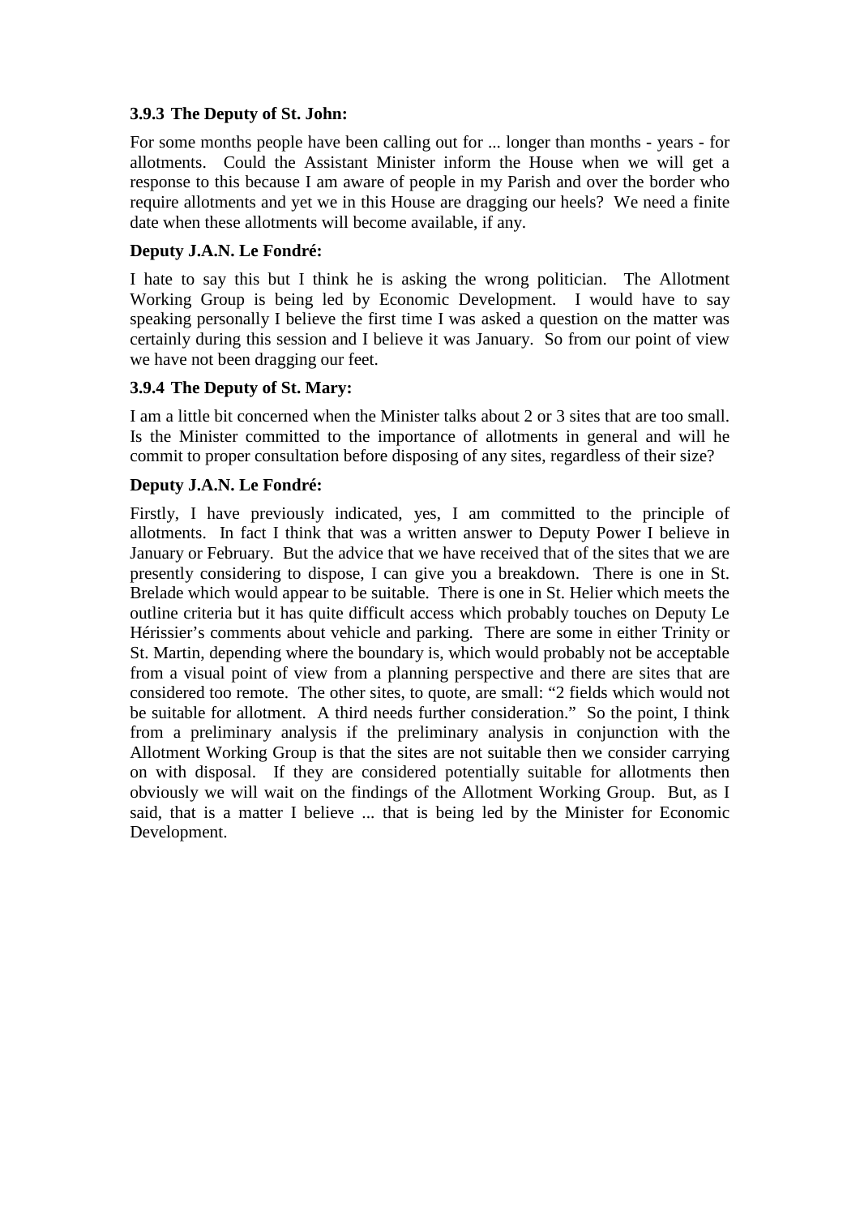**3.9.3 The Deputy of St. John:**

For some months people have been calling out for ... longer than months - years - for allotments. Could the Assistant Minister inform the House when we will get a response to this because I am aware of people in my Parish and over the border who require allotments and yet we in this House are dragging our heels? We need a finite date when these allotments will become available, if any.

**Deputy J.A.N. Le Fondré:**

I hate to say this but I think he is asking the wrong politician. The Allotment Working Group is being led by Economic Development. I would have to say speaking personally I believe the first time I was asked a question on the matter was certainly during this session and I believe it was January. So from our point of view we have not been dragging our feet.

**3.9.4 The Deputy of St. Mary:**

I am a little bit concerned when the Minister talks about 2 or 3 sites that are too small. Is the Minister committed to the importance of allotments in general and will he commit to proper consultation before disposing of any sites, regardless of their size?

**Deputy J.A.N. Le Fondré:**

Firstly, I have previously indicated, yes, I am committed to the principle of allotments. In fact I think that was a written answer to Deputy Power I believe in January or February. But the advice that we have received that of the sites that we are presently considering to dispose, I can give you a breakdown. There is one in St. Brelade which would appear to be suitable. There is one in St. Helier which meets the outline criteria but it has quite difficult access which probably touches on Deputy Le Hérissier's comments about vehicle and parking. There are some in either Trinity or St. Martin, depending where the boundary is, which would probably not be acceptable from a visual point of view from a planning perspective and there are sites that are considered too remote. The other sites, to quote, are small: "2 fields which would not be suitable for allotment. A third needs further consideration." So the point, I think from a preliminary analysis if the preliminary analysis in conjunction with the Allotment Working Group is that the sites are not suitable then we consider carrying on with disposal. If they are considered potentially suitable for allotments then obviously we will wait on the findings of the Allotment Working Group. But, as I said, that is a matter I believe ... that is being led by the Minister for Economic Development.